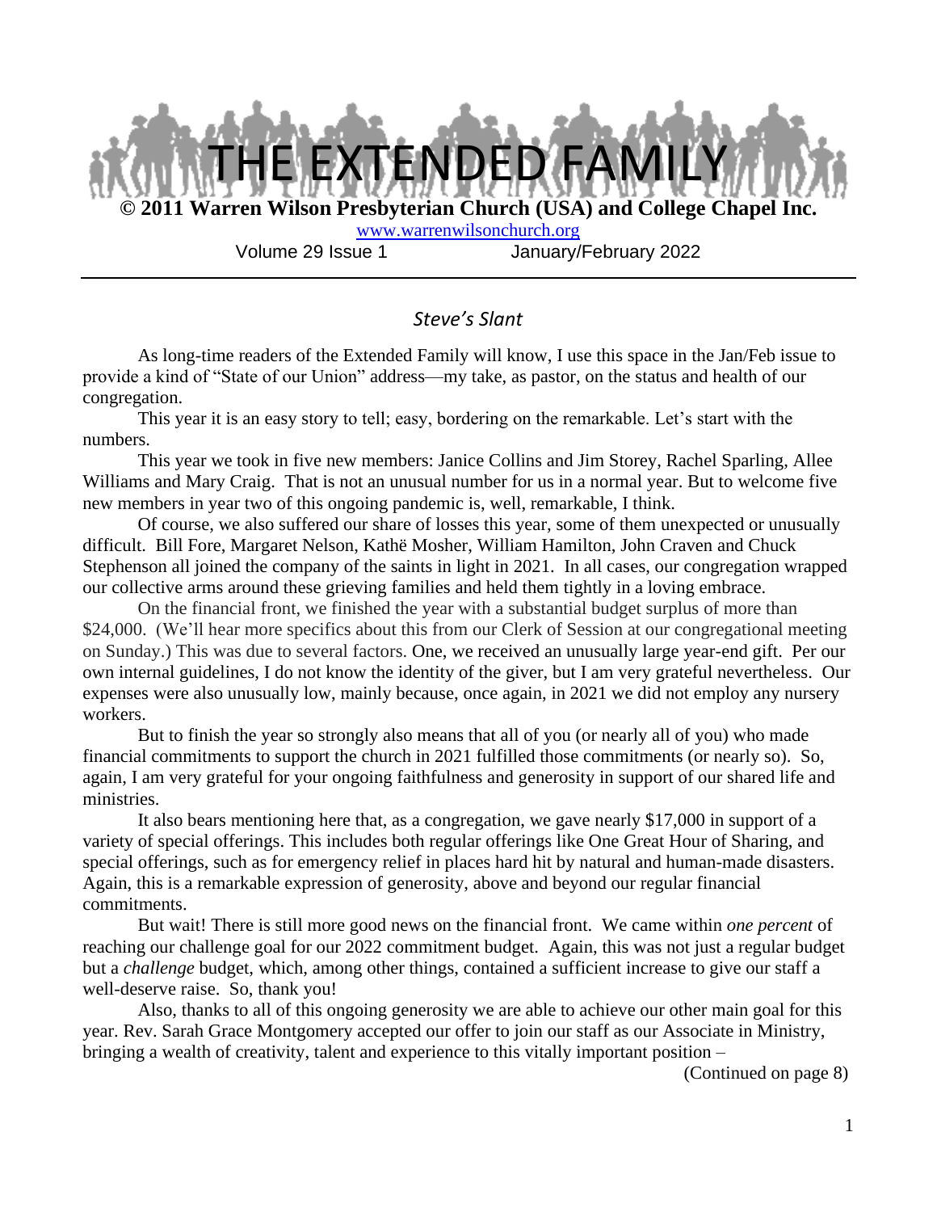# THE EXTENDED FAMILY

**© 2011 Warren Wilson Presbyterian Church (USA) and College Chapel Inc.**

www.warrenwilsonchurch.org

Volume 29 Issue 1 January/February 2022

---

## *Steve's Slant*

As long-time readers of the Extended Family will know, I use this space in the Jan/Feb issue to provide a kind of "State of our Union" address—my take, as pastor, on the status and health of our congregation.

This year it is an easy story to tell; easy, bordering on the remarkable. Let's start with the numbers.

This year we took in five new members: Janice Collins and Jim Storey, Rachel Sparling, Allee Williams and Mary Craig. That is not an unusual number for us in a normal year. But to welcome five new members in year two of this ongoing pandemic is, well, remarkable, I think.

Of course, we also suffered our share of losses this year, some of them unexpected or unusually difficult. Bill Fore, Margaret Nelson, Kathë Mosher, William Hamilton, John Craven and Chuck Stephenson all joined the company of the saints in light in 2021. In all cases, our congregation wrapped our collective arms around these grieving families and held them tightly in a loving embrace.

On the financial front, we finished the year with a substantial budget surplus of more than $24,000. (We'll hear more specifics about this from our Clerk of Session at our congregational meeting on Sunday.) This was due to several factors. One, we received an unusually large year-end gift. Per our own internal guidelines, I do not know the identity of the giver, but I am very grateful nevertheless. Our expenses were also unusually low, mainly because, once again, in 2021 we did not employ any nursery workers.

But to finish the year so strongly also means that all of you (or nearly all of you) who made financial commitments to support the church in 2021 fulfilled those commitments (or nearly so). So, again, I am very grateful for your ongoing faithfulness and generosity in support of our shared life and ministries.

It also bears mentioning here that, as a congregation, we gave nearly $17,000 in support of a variety of special offerings. This includes both regular offerings like One Great Hour of Sharing, and special offerings, such as for emergency relief in places hard hit by natural and human-made disasters. Again, this is a remarkable expression of generosity, above and beyond our regular financial commitments.

But wait! There is still more good news on the financial front. We came within *one percent* of reaching our challenge goal for our 2022 commitment budget. Again, this was not just a regular budget but a *challenge* budget, which, among other things, contained a sufficient increase to give our staff a well-deserve raise. So, thank you!

Also, thanks to all of this ongoing generosity we are able to achieve our other main goal for this year. Rev. Sarah Grace Montgomery accepted our offer to join our staff as our Associate in Ministry, bringing a wealth of creativity, talent and experience to this vitally important position –

(Continued on page 8)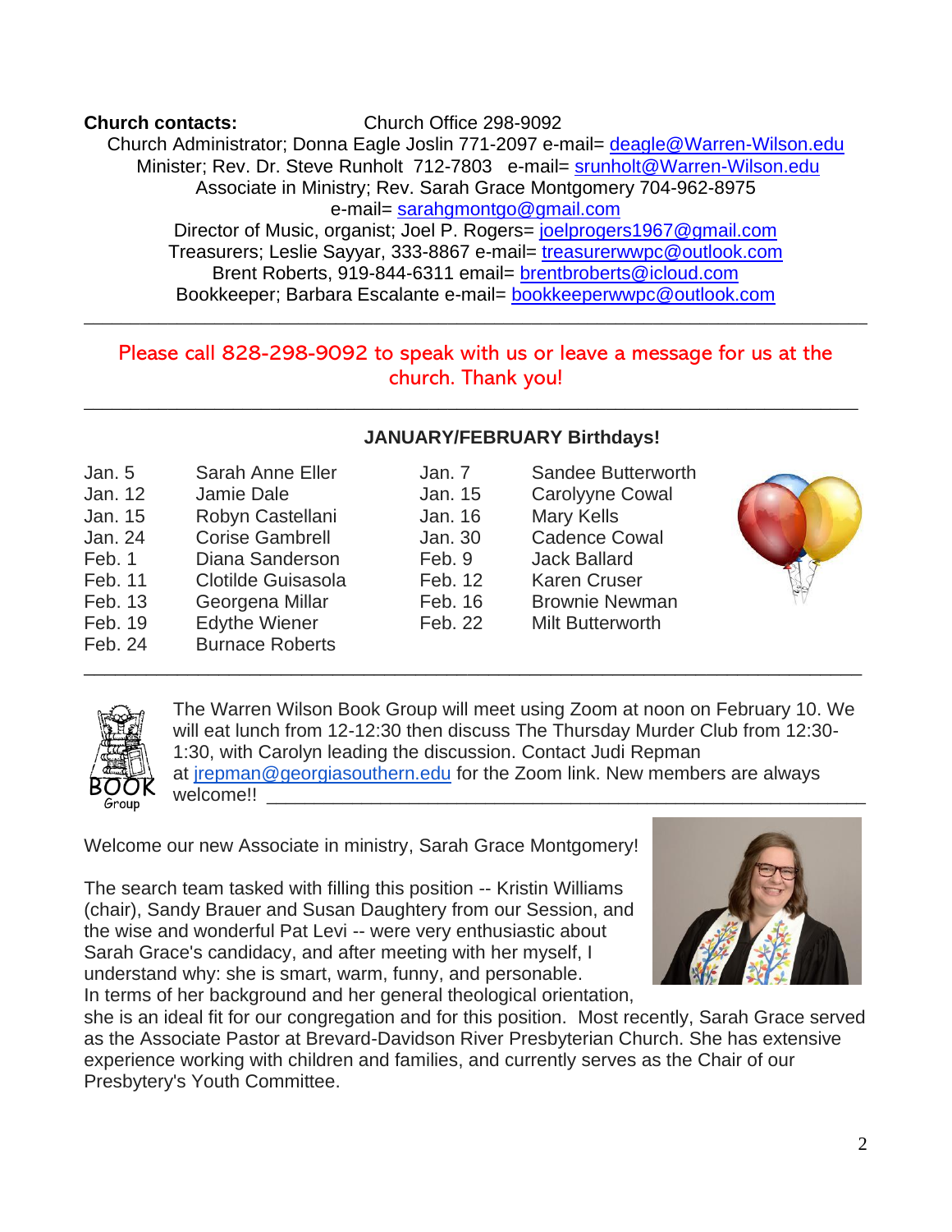**Church contacts:** Church Office 298-9092

Church Administrator; Donna Eagle Joslin 771-2097 e-mail= deagle@Warren-Wilson.edu

Minister; Rev. Dr. Steve Runholt 712-7803 e-mail= srunholt@Warren-Wilson.edu

Associate in Ministry; Rev. Sarah Grace Montgomery 704-962-8975 e-mail= sarahgmontgo@gmail.com

Director of Music, organist; Joel P. Rogers= joelprogers1967@gmail.com

Treasurers; Leslie Sayyar, 333-8867 e-mail= treasurerwwpc@outlook.com

Brent Roberts, 919-844-6311 email= brentbroberts@icloud.com

Bookkeeper; Barbara Escalante e-mail= bookkeeperwwpc@outlook.com

---

Please call 828-298-9092 to speak with us or leave a message for us at the church. Thank you!

---

**JANUARY/FEBRUARY Birthdays!**

| | | | |
|---|---|---|---|
| Jan. 5 | Sarah Anne Eller | Jan. 7 | Sandee Butterworth |
| Jan. 12 | Jamie Dale | Jan. 15 | Carolyyne Cowal |
| Jan. 15 | Robyn Castellani | Jan. 16 | Mary Kells |
| Jan. 24 | Corise Gambrell | Jan. 30 | Cadence Cowal |
| Feb. 1 | Diana Sanderson | Feb. 9 | Jack Ballard |
| Feb. 11 | Clotilde Guisasola | Feb. 12 | Karen Cruser |
| Feb. 13 | Georgena Millar | Feb. 16 | Brownie Newman |
| Feb. 19 | Edythe Wiener | Feb. 22 | Milt Butterworth |
| Feb. 24 | Burnace Roberts | | |

---

The Warren Wilson Book Group will meet using Zoom at noon on February 10. We will eat lunch from 12-12:30 then discuss The Thursday Murder Club from 12:30-1:30, with Carolyn leading the discussion. Contact Judi Repman at jrepman@georgiasouthern.edu for the Zoom link. New members are always welcome!!

---

Welcome our new Associate in ministry, Sarah Grace Montgomery!

The search team tasked with filling this position -- Kristin Williams (chair), Sandy Brauer and Susan Daughtery from our Session, and the wise and wonderful Pat Levi -- were very enthusiastic about Sarah Grace's candidacy, and after meeting with her myself, I understand why: she is smart, warm, funny, and personable. In terms of her background and her general theological orientation, she is an ideal fit for our congregation and for this position. Most recently, Sarah Grace served as the Associate Pastor at Brevard-Davidson River Presbyterian Church. She has extensive experience working with children and families, and currently serves as the Chair of our Presbytery's Youth Committee.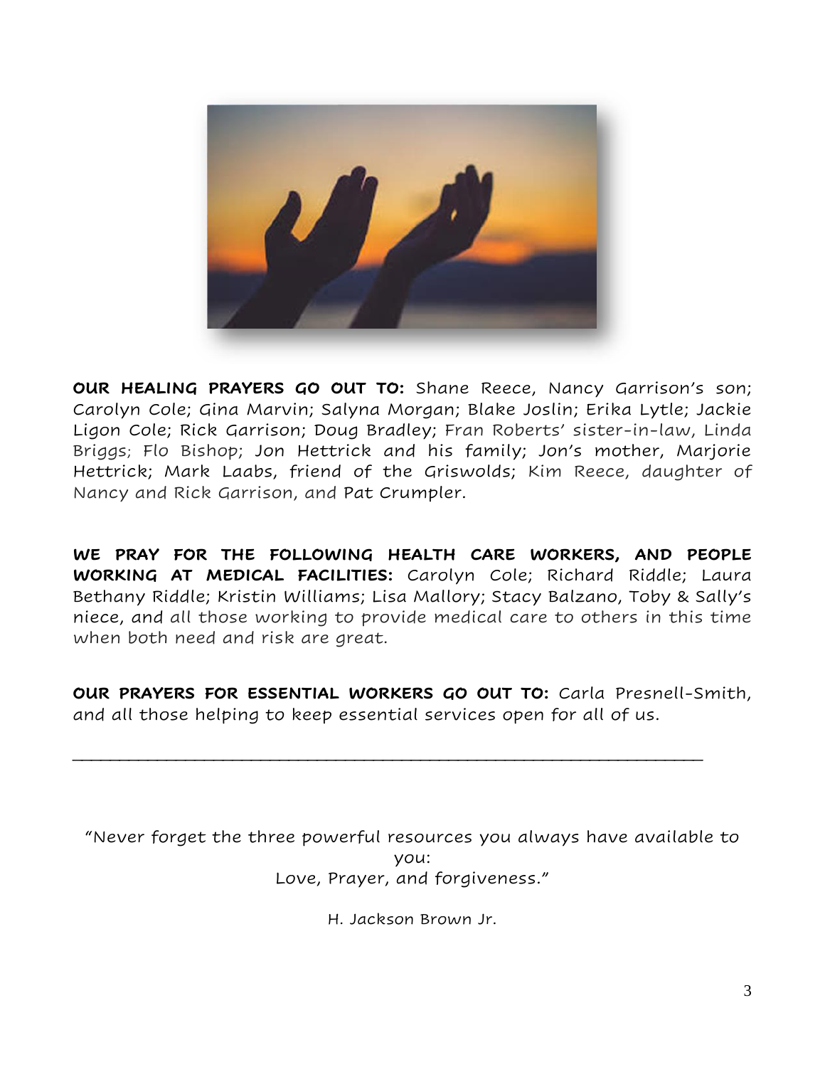**OUR HEALING PRAYERS GO OUT TO:** Shane Reece, Nancy Garrison's son; Carolyn Cole; Gina Marvin; Salyna Morgan; Blake Joslin; Erika Lytle; Jackie Ligon Cole; Rick Garrison; Doug Bradley; Fran Roberts' sister-in-law, Linda Briggs; Flo Bishop; Jon Hettrick and his family; Jon's mother, Marjorie Hettrick; Mark Laabs, friend of the Griswolds; Kim Reece, daughter of Nancy and Rick Garrison, and Pat Crumpler.

**WE PRAY FOR THE FOLLOWING HEALTH CARE WORKERS, AND PEOPLE WORKING AT MEDICAL FACILITIES:** Carolyn Cole; Richard Riddle; Laura Bethany Riddle; Kristin Williams; Lisa Mallory; Stacy Balzano, Toby & Sally's niece, and all those working to provide medical care to others in this time when both need and risk are great.

**OUR PRAYERS FOR ESSENTIAL WORKERS GO OUT TO:** Carla Presnell-Smith, and all those helping to keep essential services open for all of us.

---

"Never forget the three powerful resources you always have available to you:
Love, Prayer, and forgiveness."

H. Jackson Brown Jr.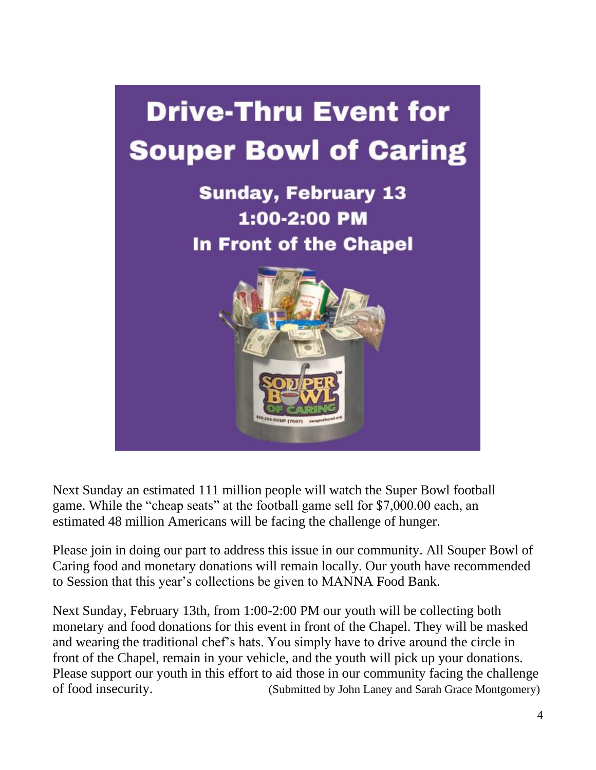# Drive-Thru Event for Souper Bowl of Caring

**Sunday, February 13**
**1:00-2:00 PM**
**In Front of the Chapel**

Next Sunday an estimated 111 million people will watch the Super Bowl football game. While the "cheap seats" at the football game sell for $7,000.00 each, an estimated 48 million Americans will be facing the challenge of hunger.

Please join in doing our part to address this issue in our community. All Souper Bowl of Caring food and monetary donations will remain locally. Our youth have recommended to Session that this year's collections be given to MANNA Food Bank.

Next Sunday, February 13th, from 1:00-2:00 PM our youth will be collecting both monetary and food donations for this event in front of the Chapel. They will be masked and wearing the traditional chef's hats. You simply have to drive around the circle in front of the Chapel, remain in your vehicle, and the youth will pick up your donations. Please support our youth in this effort to aid those in our community facing the challenge of food insecurity. (Submitted by John Laney and Sarah Grace Montgomery)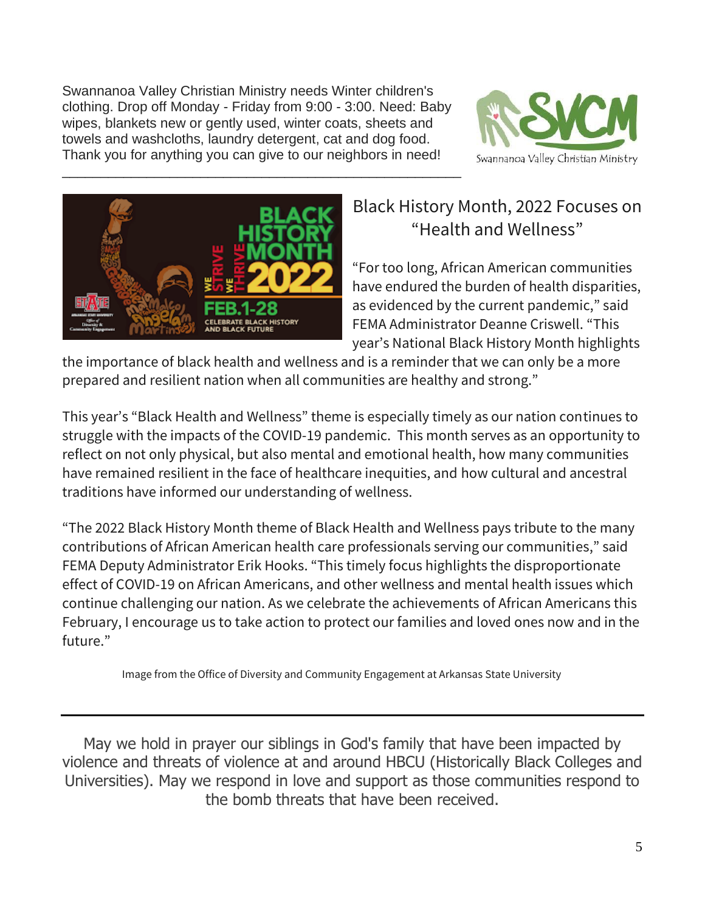Swannanoa Valley Christian Ministry needs Winter children's clothing. Drop off Monday - Friday from 9:00 - 3:00. Need: Baby wipes, blankets new or gently used, winter coats, sheets and towels and washcloths, laundry detergent, cat and dog food. Thank you for anything you can give to our neighbors in need!

---

## Black History Month, 2022 Focuses on "Health and Wellness"

"For too long, African American communities have endured the burden of health disparities, as evidenced by the current pandemic," said FEMA Administrator Deanne Criswell. "This year's National Black History Month highlights the importance of black health and wellness and is a reminder that we can only be a more prepared and resilient nation when all communities are healthy and strong."

This year's "Black Health and Wellness" theme is especially timely as our nation continues to struggle with the impacts of the COVID-19 pandemic. This month serves as an opportunity to reflect on not only physical, but also mental and emotional health, how many communities have remained resilient in the face of healthcare inequities, and how cultural and ancestral traditions have informed our understanding of wellness.

"The 2022 Black History Month theme of Black Health and Wellness pays tribute to the many contributions of African American health care professionals serving our communities," said FEMA Deputy Administrator Erik Hooks. "This timely focus highlights the disproportionate effect of COVID-19 on African Americans, and other wellness and mental health issues which continue challenging our nation. As we celebrate the achievements of African Americans this February, I encourage us to take action to protect our families and loved ones now and in the future."

Image from the Office of Diversity and Community Engagement at Arkansas State University

---

May we hold in prayer our siblings in God's family that have been impacted by violence and threats of violence at and around HBCU (Historically Black Colleges and Universities). May we respond in love and support as those communities respond to the bomb threats that have been received.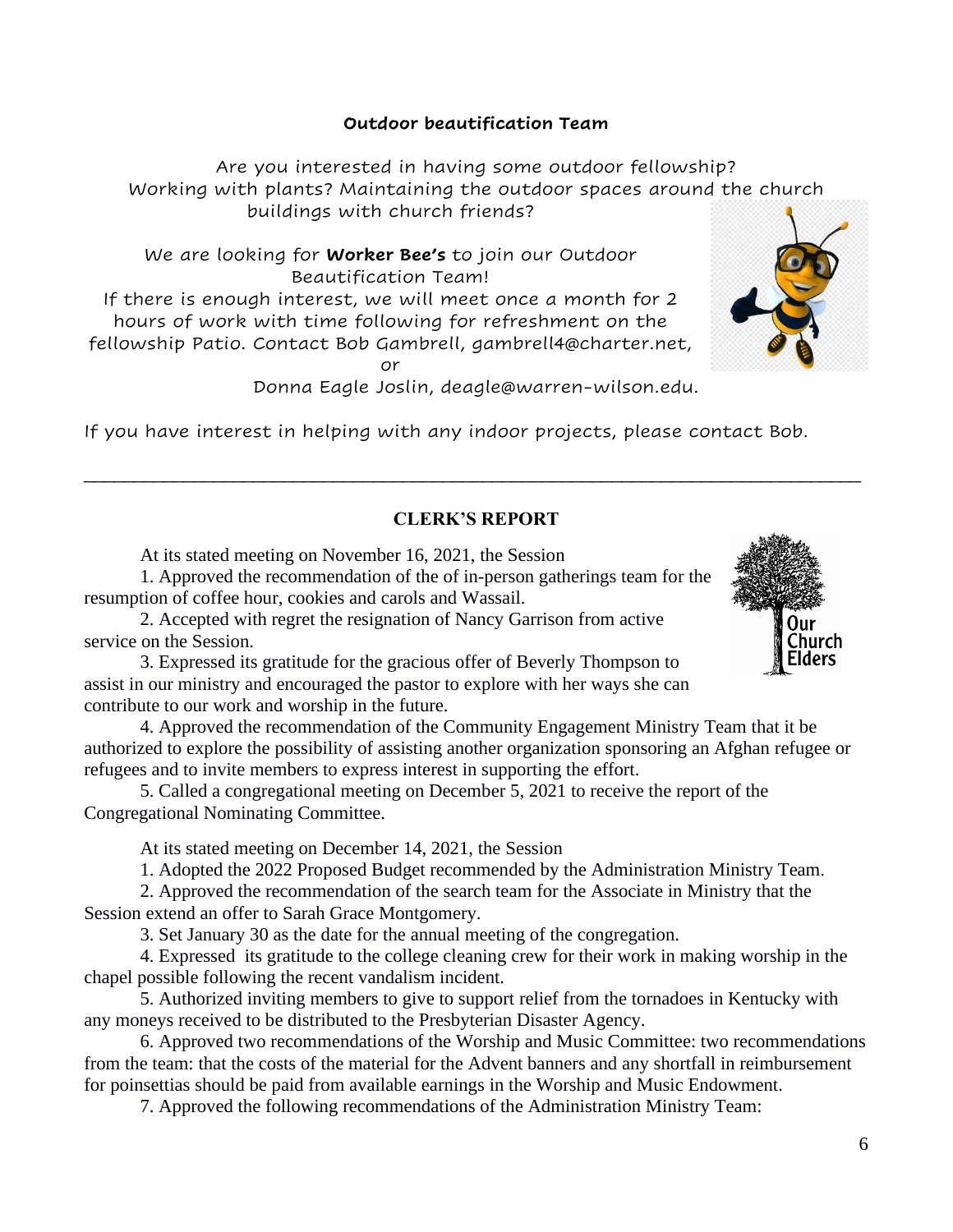## Outdoor beautification Team

Are you interested in having some outdoor fellowship? Working with plants? Maintaining the outdoor spaces around the church buildings with church friends?

We are looking for **Worker Bee's** to join our Outdoor Beautification Team!

If there is enough interest, we will meet once a month for 2 hours of work with time following for refreshment on the fellowship Patio. Contact Bob Gambrell, gambrell4@charter.net, or Donna Eagle Joslin, deagle@warren-wilson.edu.

If you have interest in helping with any indoor projects, please contact Bob.

---

## CLERK'S REPORT

At its stated meeting on November 16, 2021, the Session

1. Approved the recommendation of the of in-person gatherings team for the resumption of coffee hour, cookies and carols and Wassail.
2. Accepted with regret the resignation of Nancy Garrison from active service on the Session.
3. Expressed its gratitude for the gracious offer of Beverly Thompson to assist in our ministry and encouraged the pastor to explore with her ways she can contribute to our work and worship in the future.
4. Approved the recommendation of the Community Engagement Ministry Team that it be authorized to explore the possibility of assisting another organization sponsoring an Afghan refugee or refugees and to invite members to express interest in supporting the effort.
5. Called a congregational meeting on December 5, 2021 to receive the report of the Congregational Nominating Committee.

At its stated meeting on December 14, 2021, the Session

1. Adopted the 2022 Proposed Budget recommended by the Administration Ministry Team.
2. Approved the recommendation of the search team for the Associate in Ministry that the Session extend an offer to Sarah Grace Montgomery.
3. Set January 30 as the date for the annual meeting of the congregation.
4. Expressed its gratitude to the college cleaning crew for their work in making worship in the chapel possible following the recent vandalism incident.
5. Authorized inviting members to give to support relief from the tornadoes in Kentucky with any moneys received to be distributed to the Presbyterian Disaster Agency.
6. Approved two recommendations of the Worship and Music Committee: two recommendations from the team: that the costs of the material for the Advent banners and any shortfall in reimbursement for poinsettias should be paid from available earnings in the Worship and Music Endowment.
7. Approved the following recommendations of the Administration Ministry Team: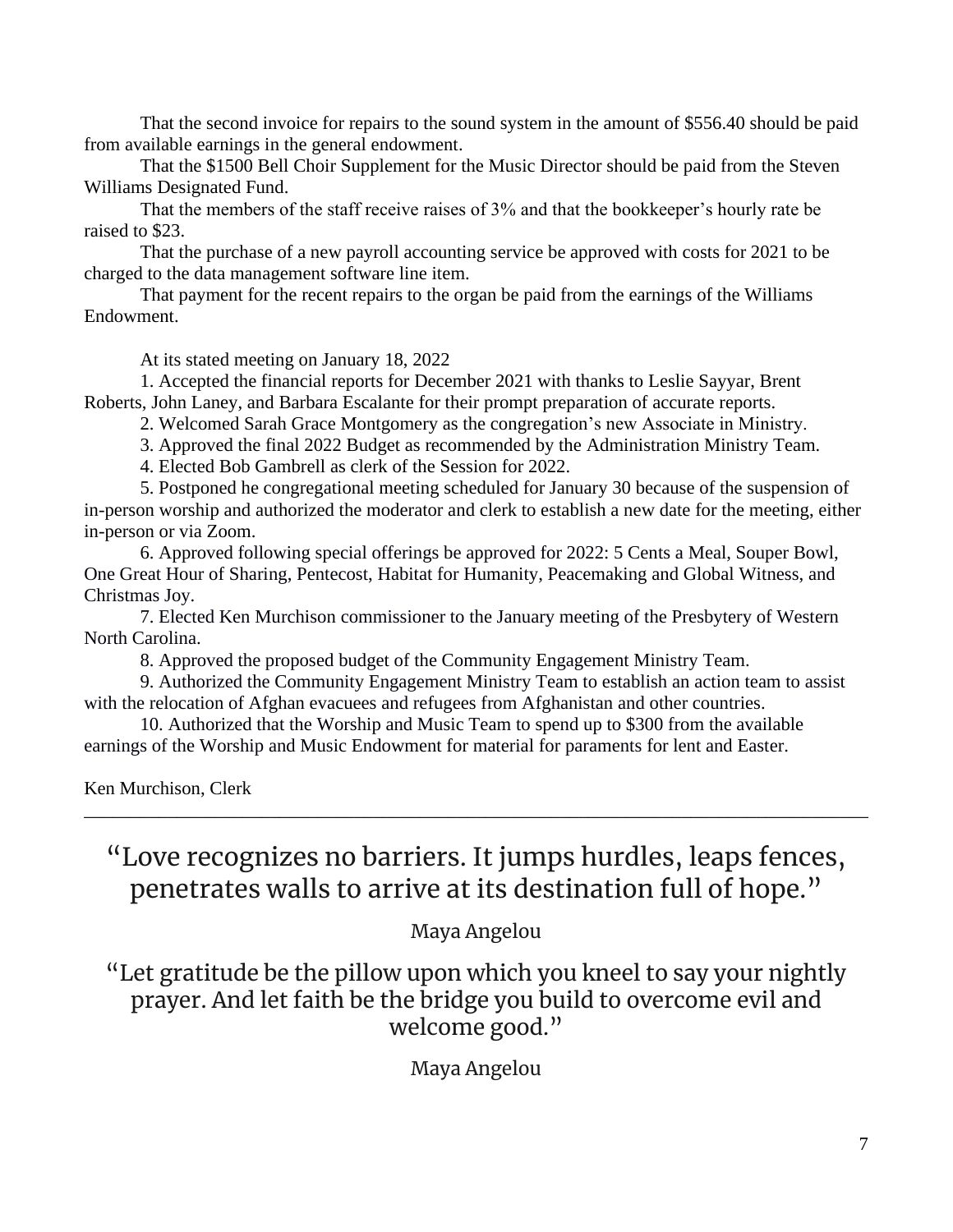That the second invoice for repairs to the sound system in the amount of $556.40 should be paid from available earnings in the general endowment.

That the $1500 Bell Choir Supplement for the Music Director should be paid from the Steven Williams Designated Fund.

That the members of the staff receive raises of 3% and that the bookkeeper's hourly rate be raised to $23.

That the purchase of a new payroll accounting service be approved with costs for 2021 to be charged to the data management software line item.

That payment for the recent repairs to the organ be paid from the earnings of the Williams Endowment.

At its stated meeting on January 18, 2022

1. Accepted the financial reports for December 2021 with thanks to Leslie Sayyar, Brent Roberts, John Laney, and Barbara Escalante for their prompt preparation of accurate reports.
2. Welcomed Sarah Grace Montgomery as the congregation's new Associate in Ministry.
3. Approved the final 2022 Budget as recommended by the Administration Ministry Team.
4. Elected Bob Gambrell as clerk of the Session for 2022.
5. Postponed he congregational meeting scheduled for January 30 because of the suspension of in-person worship and authorized the moderator and clerk to establish a new date for the meeting, either in-person or via Zoom.
6. Approved following special offerings be approved for 2022: 5 Cents a Meal, Souper Bowl, One Great Hour of Sharing, Pentecost, Habitat for Humanity, Peacemaking and Global Witness, and Christmas Joy.
7. Elected Ken Murchison commissioner to the January meeting of the Presbytery of Western North Carolina.
8. Approved the proposed budget of the Community Engagement Ministry Team.
9. Authorized the Community Engagement Ministry Team to establish an action team to assist with the relocation of Afghan evacuees and refugees from Afghanistan and other countries.
10. Authorized that the Worship and Music Team to spend up to $300 from the available earnings of the Worship and Music Endowment for material for paraments for lent and Easter.

Ken Murchison, Clerk

---

"Love recognizes no barriers. It jumps hurdles, leaps fences, penetrates walls to arrive at its destination full of hope."

Maya Angelou

"Let gratitude be the pillow upon which you kneel to say your nightly prayer. And let faith be the bridge you build to overcome evil and welcome good."

Maya Angelou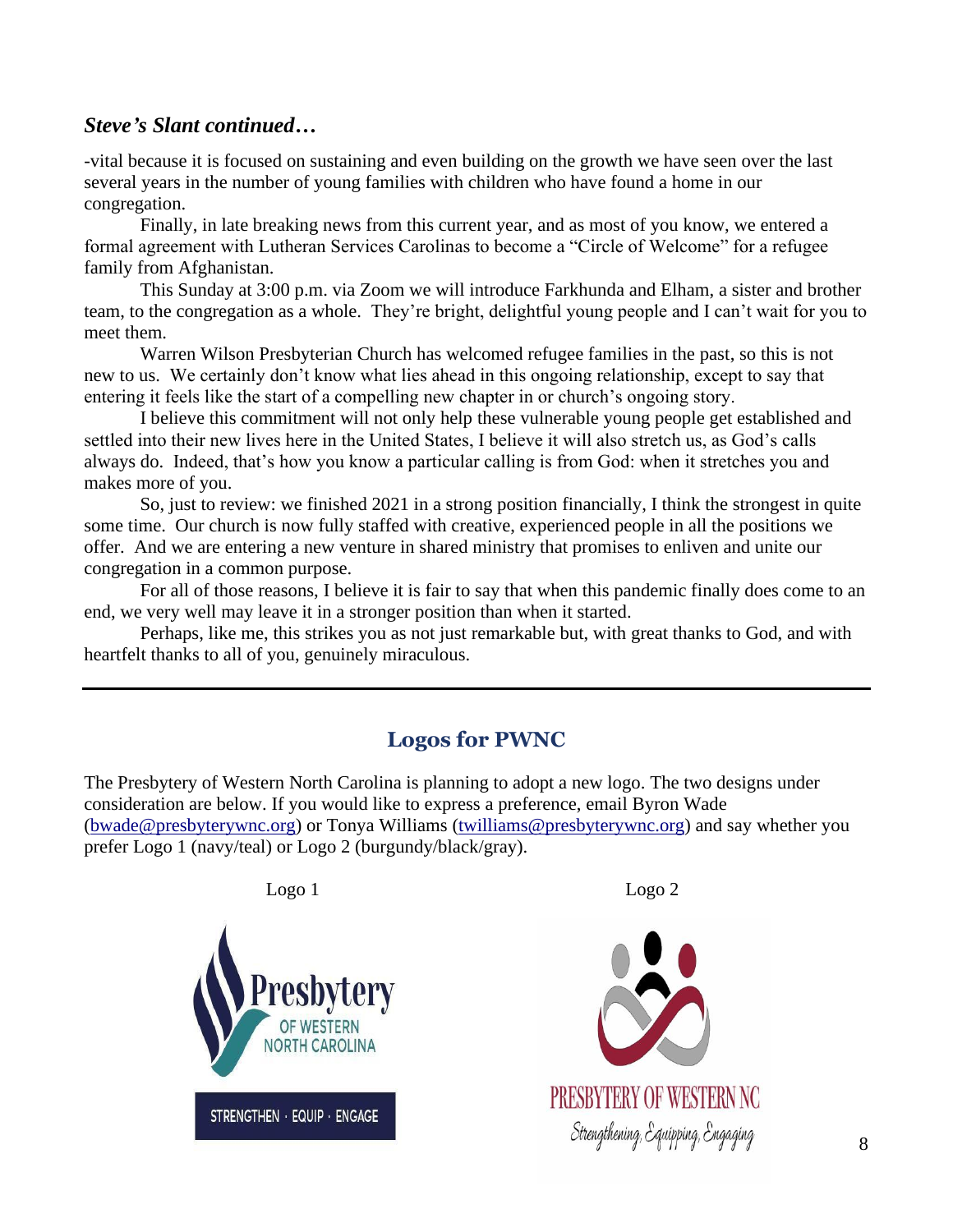### ***Steve's Slant continued…***

-vital because it is focused on sustaining and even building on the growth we have seen over the last several years in the number of young families with children who have found a home in our congregation.

Finally, in late breaking news from this current year, and as most of you know, we entered a formal agreement with Lutheran Services Carolinas to become a "Circle of Welcome" for a refugee family from Afghanistan.

This Sunday at 3:00 p.m. via Zoom we will introduce Farkhunda and Elham, a sister and brother team, to the congregation as a whole. They're bright, delightful young people and I can't wait for you to meet them.

Warren Wilson Presbyterian Church has welcomed refugee families in the past, so this is not new to us. We certainly don't know what lies ahead in this ongoing relationship, except to say that entering it feels like the start of a compelling new chapter in or church's ongoing story.

I believe this commitment will not only help these vulnerable young people get established and settled into their new lives here in the United States, I believe it will also stretch us, as God's calls always do. Indeed, that's how you know a particular calling is from God: when it stretches you and makes more of you.

So, just to review: we finished 2021 in a strong position financially, I think the strongest in quite some time. Our church is now fully staffed with creative, experienced people in all the positions we offer. And we are entering a new venture in shared ministry that promises to enliven and unite our congregation in a common purpose.

For all of those reasons, I believe it is fair to say that when this pandemic finally does come to an end, we very well may leave it in a stronger position than when it started.

Perhaps, like me, this strikes you as not just remarkable but, with great thanks to God, and with heartfelt thanks to all of you, genuinely miraculous.

---

## Logos for PWNC

The Presbytery of Western North Carolina is planning to adopt a new logo. The two designs under consideration are below. If you would like to express a preference, email Byron Wade (bwade@presbyterywnc.org) or Tonya Williams (twilliams@presbyterywnc.org) and say whether you prefer Logo 1 (navy/teal) or Logo 2 (burgundy/black/gray).

Logo 1

Presbytery OF WESTERN NORTH CAROLINA

STRENGTHEN · EQUIP · ENGAGE

Logo 2

PRESBYTERY OF WESTERN NC

Strengthening, Equipping, Engaging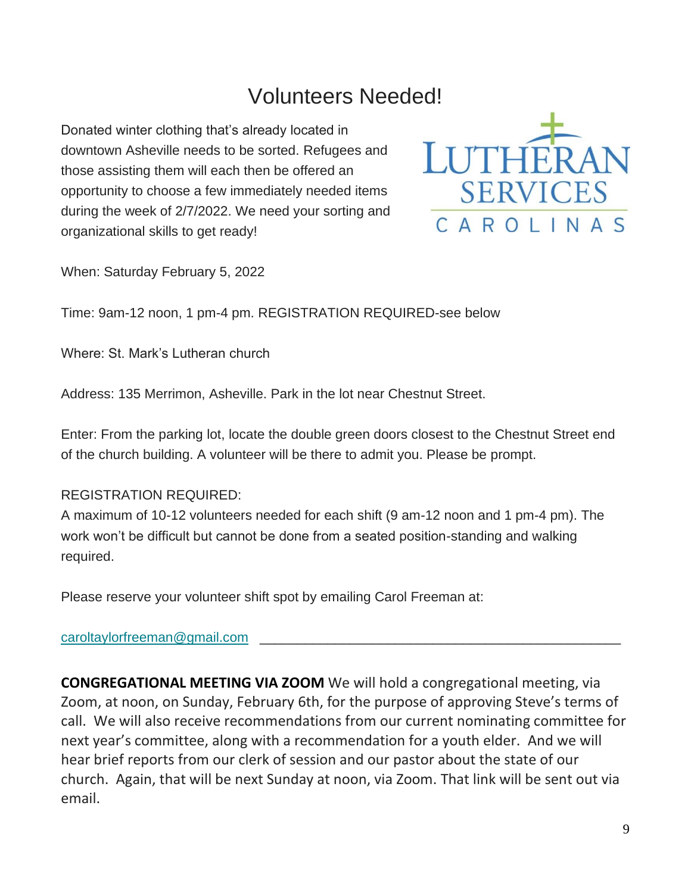# Volunteers Needed!

Donated winter clothing that's already located in downtown Asheville needs to be sorted. Refugees and those assisting them will each then be offered an opportunity to choose a few immediately needed items during the week of 2/7/2022. We need your sorting and organizational skills to get ready!

LUTHERAN SERVICES CAROLINAS

When: Saturday February 5, 2022

Time: 9am-12 noon, 1 pm-4 pm. REGISTRATION REQUIRED-see below

Where: St. Mark's Lutheran church

Address: 135 Merrimon, Asheville. Park in the lot near Chestnut Street.

Enter: From the parking lot, locate the double green doors closest to the Chestnut Street end of the church building. A volunteer will be there to admit you. Please be prompt.

REGISTRATION REQUIRED:
A maximum of 10-12 volunteers needed for each shift (9 am-12 noon and 1 pm-4 pm). The work won't be difficult but cannot be done from a seated position-standing and walking required.

Please reserve your volunteer shift spot by emailing Carol Freeman at:

caroltaylorfreeman@gmail.com

---

**CONGREGATIONAL MEETING VIA ZOOM** We will hold a congregational meeting, via Zoom, at noon, on Sunday, February 6th, for the purpose of approving Steve's terms of call. We will also receive recommendations from our current nominating committee for next year's committee, along with a recommendation for a youth elder. And we will hear brief reports from our clerk of session and our pastor about the state of our church. Again, that will be next Sunday at noon, via Zoom. That link will be sent out via email.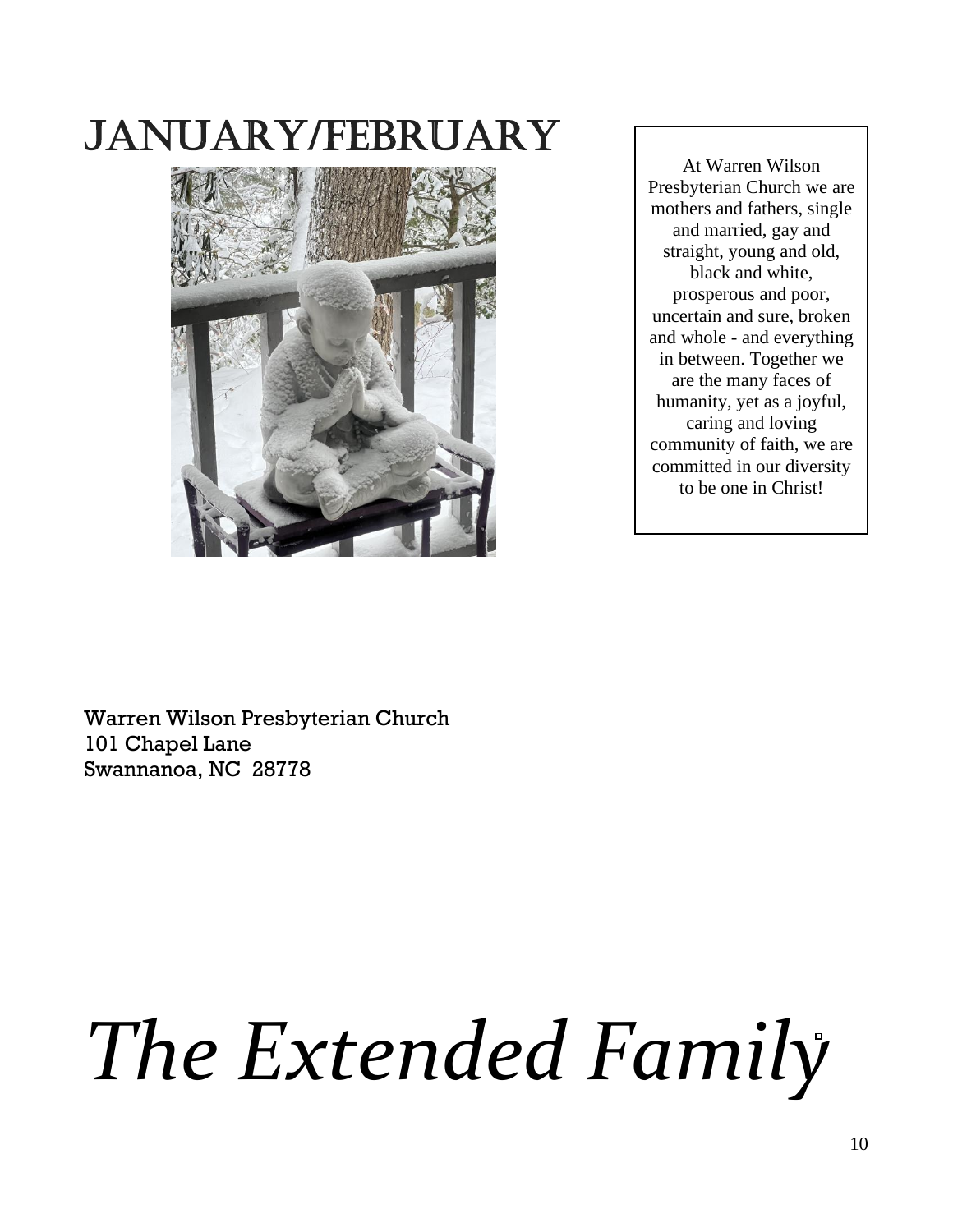# JANUARY/FEBRUARY

At Warren Wilson Presbyterian Church we are mothers and fathers, single and married, gay and straight, young and old, black and white, prosperous and poor, uncertain and sure, broken and whole - and everything in between. Together we are the many faces of humanity, yet as a joyful, caring and loving community of faith, we are committed in our diversity to be one in Christ!

Warren Wilson Presbyterian Church
101 Chapel Lane
Swannanoa, NC 28778

# *The Extended Family*